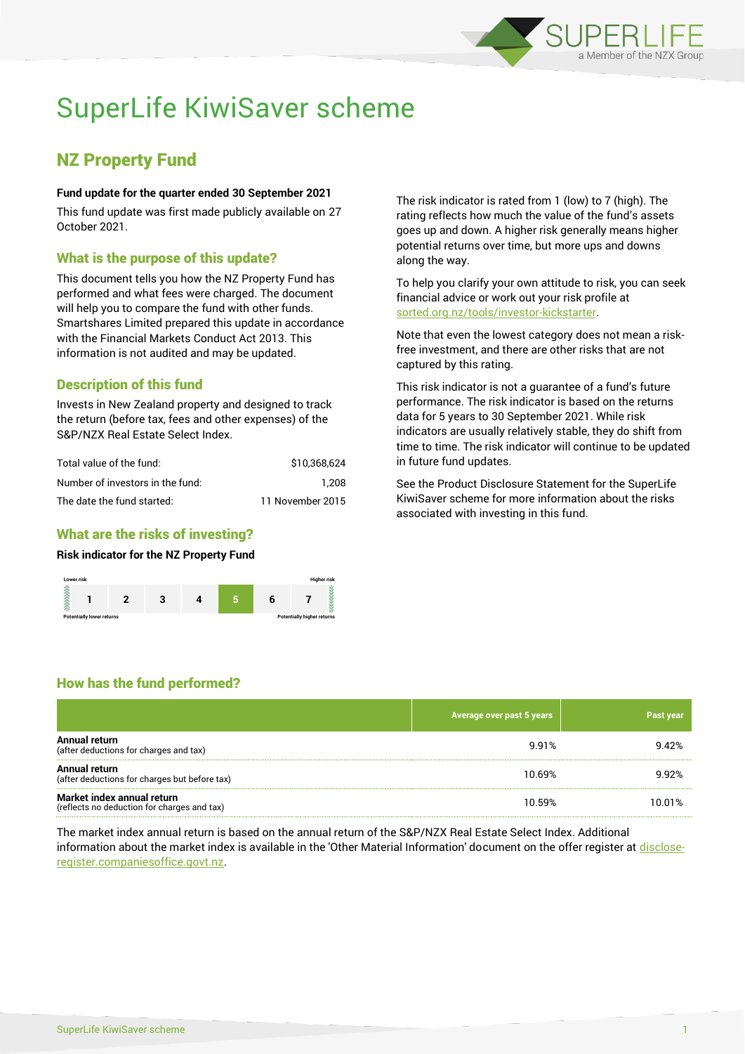# SuperLife KiwiSaver scheme

## NZ Property Fund

**Fund update for the quarter ended 30 September 2021**

This fund update was first made publicly available on 27 October 2021.

### What is the purpose of this update?

This document tells you how the NZ Property Fund has performed and what fees were charged. The document will help you to compare the fund with other funds. Smartshares Limited prepared this update in accordance with the Financial Markets Conduct Act 2013. This information is not audited and may be updated.

### Description of this fund

Invests in New Zealand property and designed to track the return (before tax, fees and other expenses) of the S&P/NZX Real Estate Select Index.

| | |
|---|---|
| Total value of the fund: | $10,368,624 |
| Number of investors in the fund: | 1,208 |
| The date the fund started: | 11 November 2015 |

### What are the risks of investing?

**Risk indicator for the NZ Property Fund**

| Lower risk | | | | | | Higher risk |
|---|---|---|---|---|---|---|
| 1 | 2 | 3 | 4 | **5** | 6 | 7 |
| Potentially lower returns | | | | | | Potentially higher returns |

The risk indicator is rated from 1 (low) to 7 (high). The rating reflects how much the value of the fund's assets goes up and down. A higher risk generally means higher potential returns over time, but more ups and downs along the way.

To help you clarify your own attitude to risk, you can seek financial advice or work out your risk profile at sorted.org.nz/tools/investor-kickstarter.

Note that even the lowest category does not mean a risk-free investment, and there are other risks that are not captured by this rating.

This risk indicator is not a guarantee of a fund's future performance. The risk indicator is based on the returns data for 5 years to 30 September 2021. While risk indicators are usually relatively stable, they do shift from time to time. The risk indicator will continue to be updated in future fund updates.

See the Product Disclosure Statement for the SuperLife KiwiSaver scheme for more information about the risks associated with investing in this fund.

### How has the fund performed?

| | Average over past 5 years | Past year |
|---|---|---|
| **Annual return** (after deductions for charges and tax) | 9.91% | 9.42% |
| **Annual return** (after deductions for charges but before tax) | 10.69% | 9.92% |
| **Market index annual return** (reflects no deduction for charges and tax) | 10.59% | 10.01% |

The market index annual return is based on the annual return of the S&P/NZX Real Estate Select Index. Additional information about the market index is available in the 'Other Material Information' document on the offer register at disclose-register.companiesoffice.govt.nz.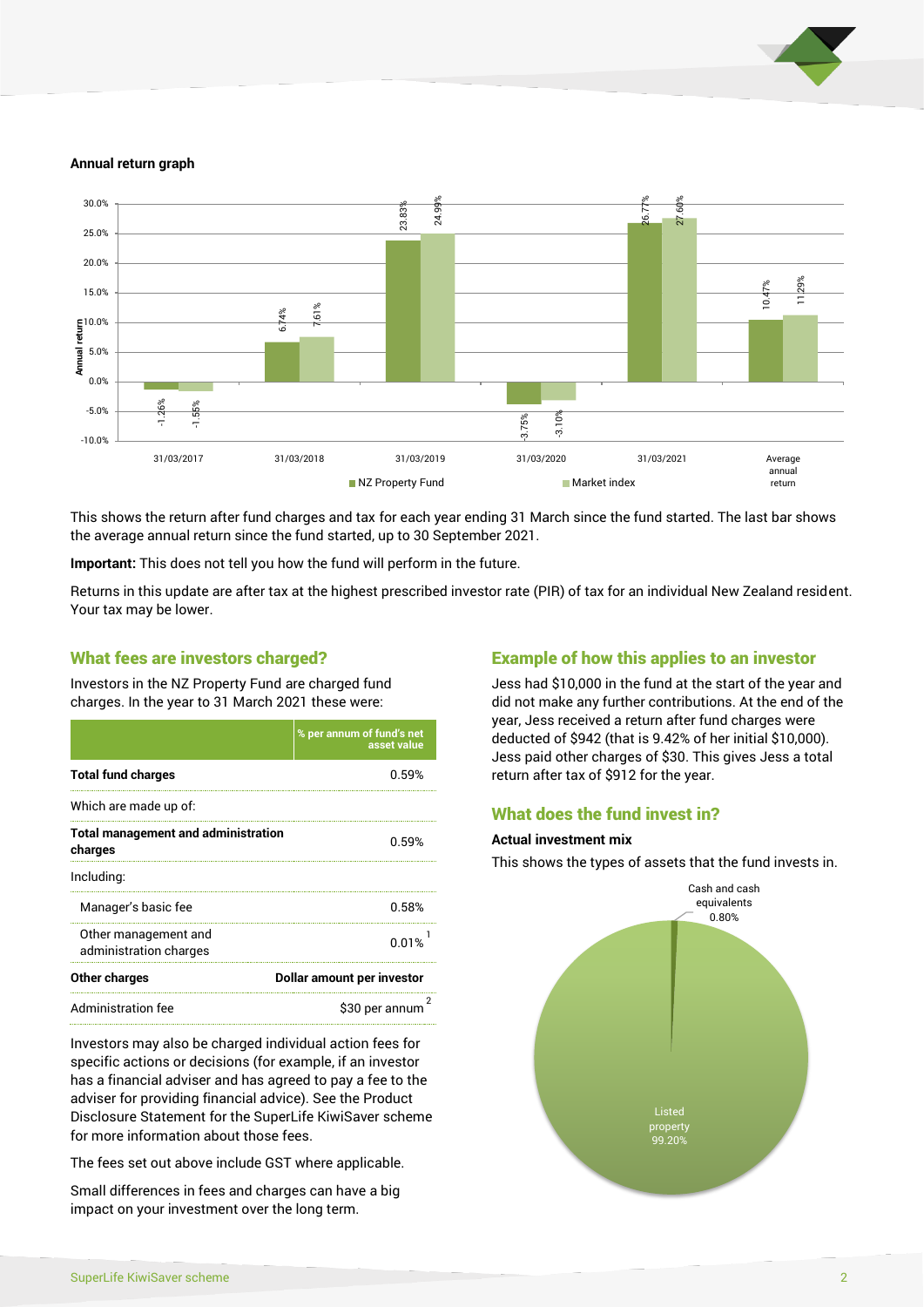**Annual return graph**

| | 31/03/2017 | 31/03/2018 | 31/03/2019 | 31/03/2020 | 31/03/2021 | Average annual return |
|---|---|---|---|---|---|---|
| NZ Property Fund | -1.26% | 6.74% | 23.83% | -3.75% | 26.77% | 10.47% |
| Market index | -1.55% | 7.61% | 24.99% | -3.10% | 27.60% | 11.29% |

This shows the return after fund charges and tax for each year ending 31 March since the fund started. The last bar shows the average annual return since the fund started, up to 30 September 2021.

**Important:** This does not tell you how the fund will perform in the future.

Returns in this update are after tax at the highest prescribed investor rate (PIR) of tax for an individual New Zealand resident. Your tax may be lower.

## What fees are investors charged?

Investors in the NZ Property Fund are charged fund charges. In the year to 31 March 2021 these were:

| | % per annum of fund's net asset value |
|---|---|
| **Total fund charges** | 0.59% |
| Which are made up of: | |
| **Total management and administration charges** | 0.59% |
| Including: | |
| Manager's basic fee | 0.58% |
| Other management and administration charges | 0.01% [1] |
| **Other charges** | **Dollar amount per investor** |
| Administration fee | $30 per annum [2] |

Investors may also be charged individual action fees for specific actions or decisions (for example, if an investor has a financial adviser and has agreed to pay a fee to the adviser for providing financial advice). See the Product Disclosure Statement for the SuperLife KiwiSaver scheme for more information about those fees.

The fees set out above include GST where applicable.

Small differences in fees and charges can have a big impact on your investment over the long term.

## Example of how this applies to an investor

Jess had $10,000 in the fund at the start of the year and did not make any further contributions. At the end of the year, Jess received a return after fund charges were deducted of $942 (that is 9.42% of her initial $10,000). Jess paid other charges of $30. This gives Jess a total return after tax of $912 for the year.

## What does the fund invest in?

**Actual investment mix**

This shows the types of assets that the fund invests in.

| Asset type | % |
|---|---|
| Cash and cash equivalents | 0.80% |
| Listed property | 99.20% |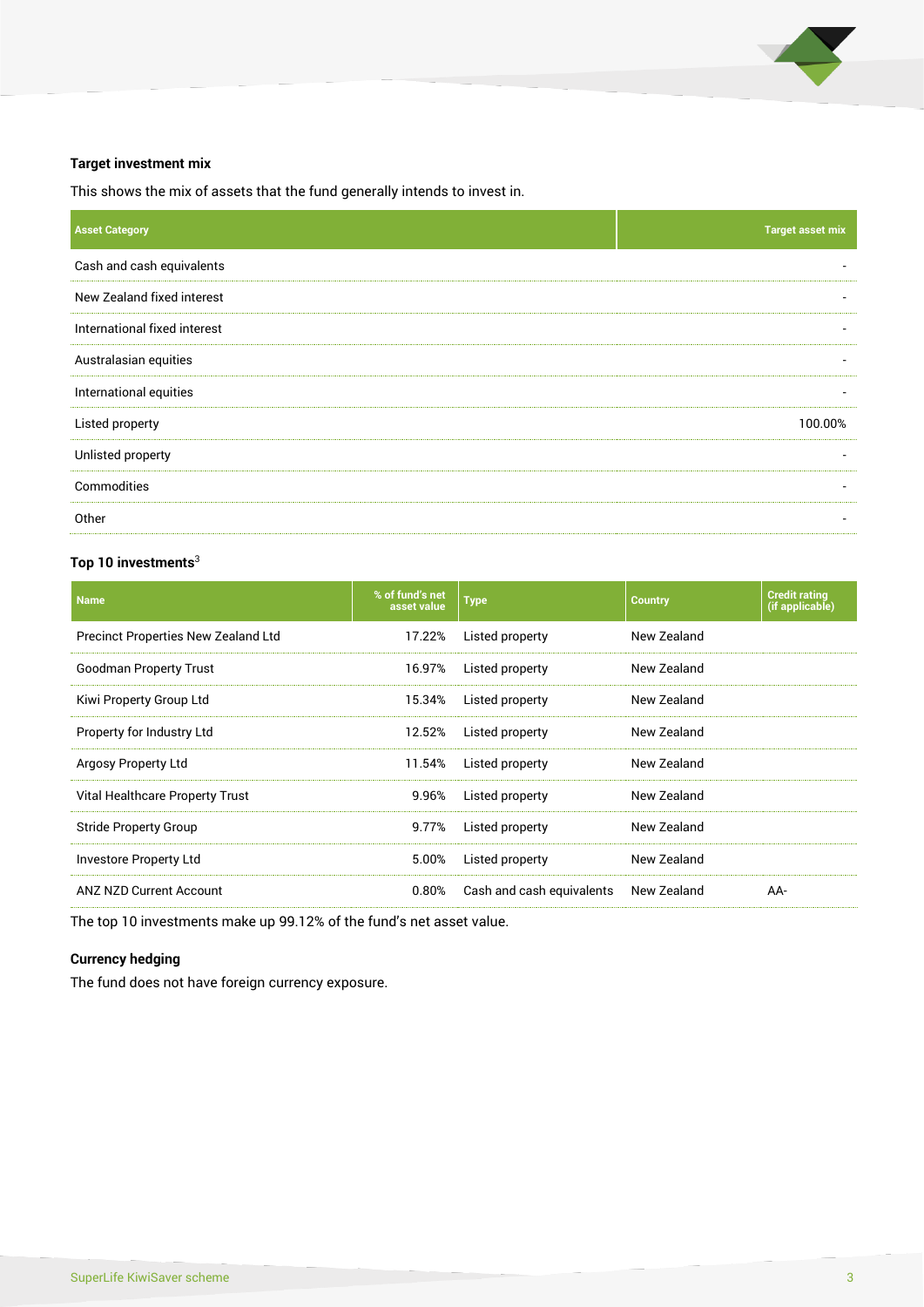### Target investment mix

This shows the mix of assets that the fund generally intends to invest in.

| Asset Category | Target asset mix |
| --- | --- |
| Cash and cash equivalents | - |
| New Zealand fixed interest | - |
| International fixed interest | - |
| Australasian equities | - |
| International equities | - |
| Listed property | 100.00% |
| Unlisted property | - |
| Commodities | - |
| Other | - |

### Top 10 investments[3]

| Name | % of fund's net asset value | Type | Country | Credit rating (if applicable) |
| --- | --- | --- | --- | --- |
| Precinct Properties New Zealand Ltd | 17.22% | Listed property | New Zealand | |
| Goodman Property Trust | 16.97% | Listed property | New Zealand | |
| Kiwi Property Group Ltd | 15.34% | Listed property | New Zealand | |
| Property for Industry Ltd | 12.52% | Listed property | New Zealand | |
| Argosy Property Ltd | 11.54% | Listed property | New Zealand | |
| Vital Healthcare Property Trust | 9.96% | Listed property | New Zealand | |
| Stride Property Group | 9.77% | Listed property | New Zealand | |
| Investore Property Ltd | 5.00% | Listed property | New Zealand | |
| ANZ NZD Current Account | 0.80% | Cash and cash equivalents | New Zealand | AA- |

The top 10 investments make up 99.12% of the fund's net asset value.

### Currency hedging

The fund does not have foreign currency exposure.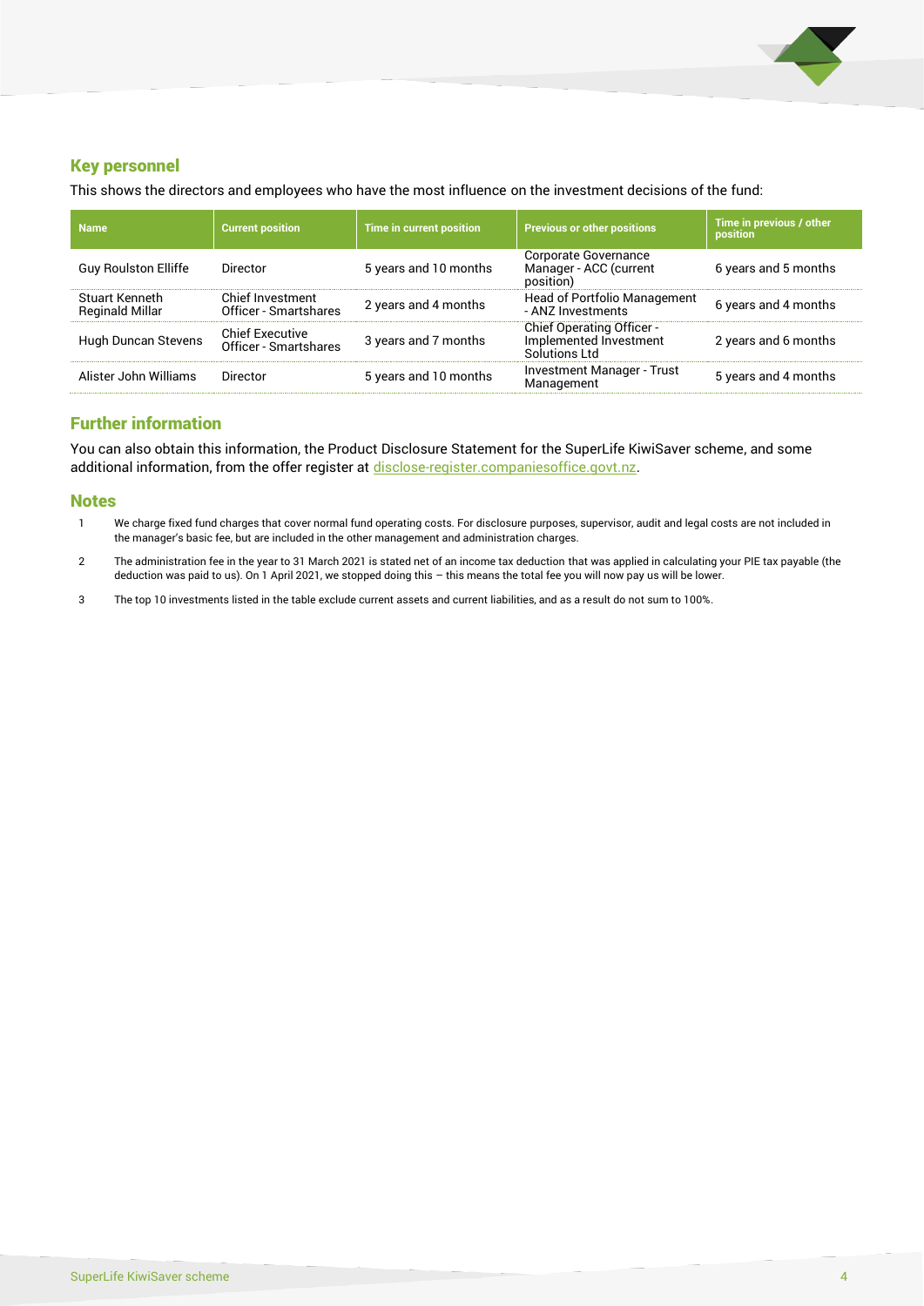## Key personnel

This shows the directors and employees who have the most influence on the investment decisions of the fund:

| Name | Current position | Time in current position | Previous or other positions | Time in previous / other position |
|---|---|---|---|---|
| Guy Roulston Elliffe | Director | 5 years and 10 months | Corporate Governance Manager - ACC (current position) | 6 years and 5 months |
| Stuart Kenneth Reginald Millar | Chief Investment Officer - Smartshares | 2 years and 4 months | Head of Portfolio Management - ANZ Investments | 6 years and 4 months |
| Hugh Duncan Stevens | Chief Executive Officer - Smartshares | 3 years and 7 months | Chief Operating Officer - Implemented Investment Solutions Ltd | 2 years and 6 months |
| Alister John Williams | Director | 5 years and 10 months | Investment Manager - Trust Management | 5 years and 4 months |

## Further information

You can also obtain this information, the Product Disclosure Statement for the SuperLife KiwiSaver scheme, and some additional information, from the offer register at disclose-register.companiesoffice.govt.nz.

### Notes

1 We charge fixed fund charges that cover normal fund operating costs. For disclosure purposes, supervisor, audit and legal costs are not included in the manager's basic fee, but are included in the other management and administration charges.

2 The administration fee in the year to 31 March 2021 is stated net of an income tax deduction that was applied in calculating your PIE tax payable (the deduction was paid to us). On 1 April 2021, we stopped doing this – this means the total fee you will now pay us will be lower.

3 The top 10 investments listed in the table exclude current assets and current liabilities, and as a result do not sum to 100%.